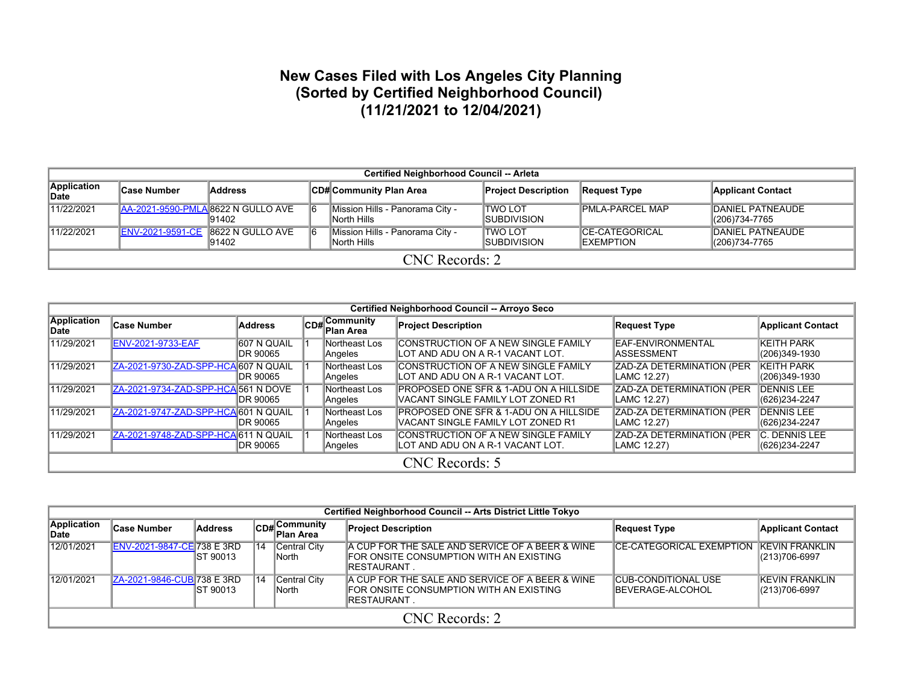# New Cases Filed with Los Angeles City Planning
# (Sorted by Certified Neighborhood Council)
# (11/21/2021 to 12/04/2021)

| Certified Neighborhood Council -- Arleta | | | | | | | |
|---|---|---|---|---|---|---|---|
| **Application Date** | **Case Number** | **Address** | **CD#** | **Community Plan Area** | **Project Description** | **Request Type** | **Applicant Contact** |
| 11/22/2021 | AA-2021-9590-PMLA | 8622 N GULLO AVE 91402 | 6 | Mission Hills - Panorama City - North Hills | TWO LOT SUBDIVISION | PMLA-PARCEL MAP | DANIEL PATNEAUDE (206)734-7765 |
| 11/22/2021 | ENV-2021-9591-CE | 8622 N GULLO AVE 91402 | 6 | Mission Hills - Panorama City - North Hills | TWO LOT SUBDIVISION | CE-CATEGORICAL EXEMPTION | DANIEL PATNEAUDE (206)734-7765 |
| CNC Records: 2 | | | | | | | |

| Certified Neighborhood Council -- Arroyo Seco | | | | | | | |
|---|---|---|---|---|---|---|---|
| **Application Date** | **Case Number** | **Address** | **CD#** | **Community Plan Area** | **Project Description** | **Request Type** | **Applicant Contact** |
| 11/29/2021 | ENV-2021-9733-EAF | 607 N QUAIL DR 90065 | 1 | Northeast Los Angeles | CONSTRUCTION OF A NEW SINGLE FAMILY LOT AND ADU ON A R-1 VACANT LOT. | EAF-ENVIRONMENTAL ASSESSMENT | KEITH PARK (206)349-1930 |
| 11/29/2021 | ZA-2021-9730-ZAD-SPP-HCA | 607 N QUAIL DR 90065 | 1 | Northeast Los Angeles | CONSTRUCTION OF A NEW SINGLE FAMILY LOT AND ADU ON A R-1 VACANT LOT. | ZAD-ZA DETERMINATION (PER LAMC 12.27) | KEITH PARK (206)349-1930 |
| 11/29/2021 | ZA-2021-9734-ZAD-SPP-HCA | 561 N DOVE DR 90065 | 1 | Northeast Los Angeles | PROPOSED ONE SFR & 1-ADU ON A HILLSIDE VACANT SINGLE FAMILY LOT ZONED R1 | ZAD-ZA DETERMINATION (PER LAMC 12.27) | DENNIS LEE (626)234-2247 |
| 11/29/2021 | ZA-2021-9747-ZAD-SPP-HCA | 601 N QUAIL DR 90065 | 1 | Northeast Los Angeles | PROPOSED ONE SFR & 1-ADU ON A HILLSIDE VACANT SINGLE FAMILY LOT ZONED R1 | ZAD-ZA DETERMINATION (PER LAMC 12.27) | DENNIS LEE (626)234-2247 |
| 11/29/2021 | ZA-2021-9748-ZAD-SPP-HCA | 611 N QUAIL DR 90065 | 1 | Northeast Los Angeles | CONSTRUCTION OF A NEW SINGLE FAMILY LOT AND ADU ON A R-1 VACANT LOT. | ZAD-ZA DETERMINATION (PER LAMC 12.27) | C. DENNIS LEE (626)234-2247 |
| CNC Records: 5 | | | | | | | |

| Certified Neighborhood Council -- Arts District Little Tokyo | | | | | | | |
|---|---|---|---|---|---|---|---|
| **Application Date** | **Case Number** | **Address** | **CD#** | **Community Plan Area** | **Project Description** | **Request Type** | **Applicant Contact** |
| 12/01/2021 | ENV-2021-9847-CE | 738 E 3RD ST 90013 | 14 | Central City North | A CUP FOR THE SALE AND SERVICE OF A BEER & WINE FOR ONSITE CONSUMPTION WITH AN EXISTING RESTAURANT . | CE-CATEGORICAL EXEMPTION | KEVIN FRANKLIN (213)706-6997 |
| 12/01/2021 | ZA-2021-9846-CUB | 738 E 3RD ST 90013 | 14 | Central City North | A CUP FOR THE SALE AND SERVICE OF A BEER & WINE FOR ONSITE CONSUMPTION WITH AN EXISTING RESTAURANT . | CUB-CONDITIONAL USE BEVERAGE-ALCOHOL | KEVIN FRANKLIN (213)706-6997 |
| CNC Records: 2 | | | | | | | |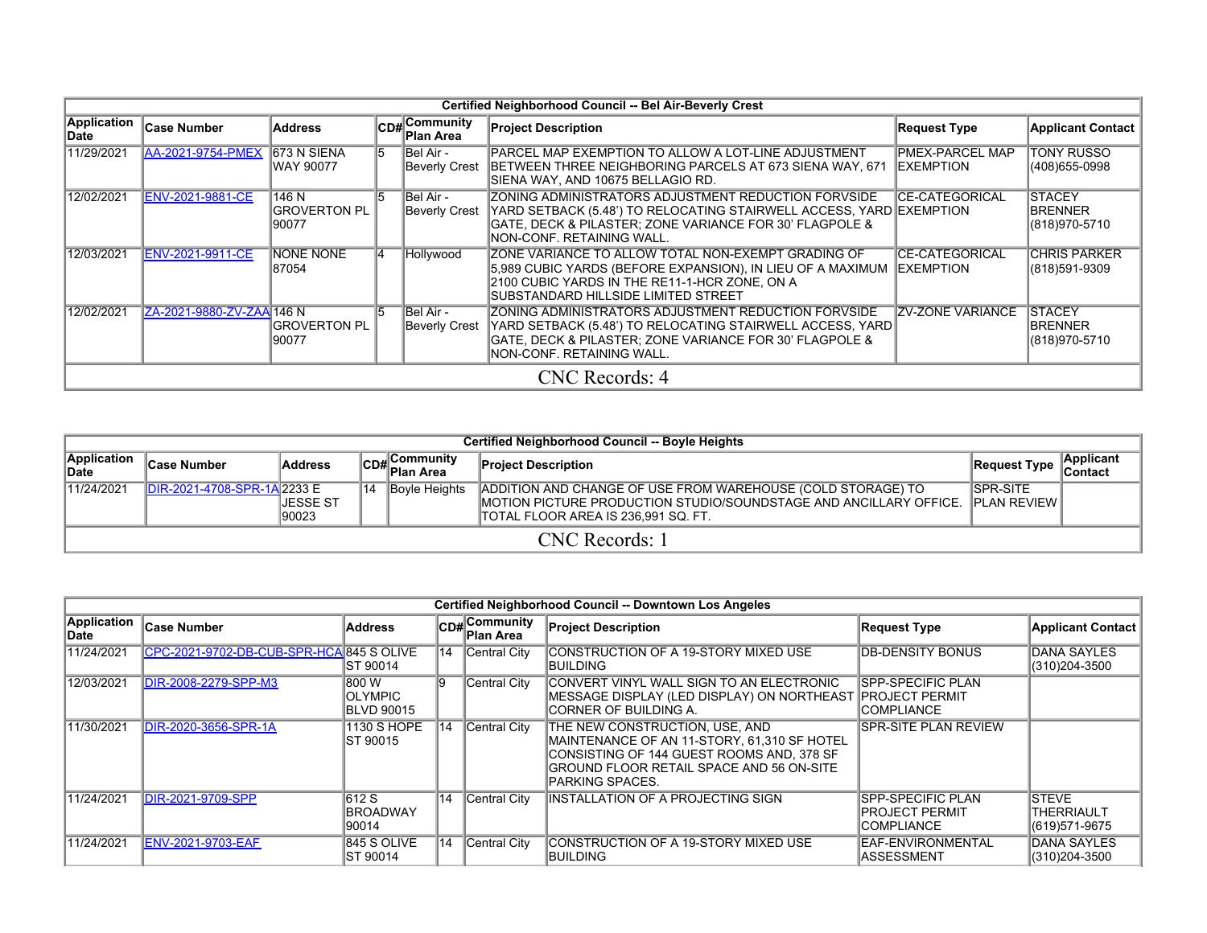| Certified Neighborhood Council -- Bel Air-Beverly Crest | | | | | | | |
|---|---|---|---|---|---|---|---|
| **Application Date** | **Case Number** | **Address** | **CD#** | **Community Plan Area** | **Project Description** | **Request Type** | **Applicant Contact** |
| 11/29/2021 | AA-2021-9754-PMEX | 673 N SIENA WAY 90077 | 5 | Bel Air - Beverly Crest | PARCEL MAP EXEMPTION TO ALLOW A LOT-LINE ADJUSTMENT BETWEEN THREE NEIGHBORING PARCELS AT 673 SIENA WAY, 671 SIENA WAY, AND 10675 BELLAGIO RD. | PMEX-PARCEL MAP EXEMPTION | TONY RUSSO (408)655-0998 |
| 12/02/2021 | ENV-2021-9881-CE | 146 N GROVERTON PL 90077 | 5 | Bel Air - Beverly Crest | ZONING ADMINISTRATORS ADJUSTMENT REDUCTION FORVSIDE YARD SETBACK (5.48') TO RELOCATING STAIRWELL ACCESS, YARD GATE, DECK & PILASTER; ZONE VARIANCE FOR 30' FLAGPOLE & NON-CONF. RETAINING WALL. | CE-CATEGORICAL EXEMPTION | STACEY BRENNER (818)970-5710 |
| 12/03/2021 | ENV-2021-9911-CE | NONE NONE 87054 | 4 | Hollywood | ZONE VARIANCE TO ALLOW TOTAL NON-EXEMPT GRADING OF 5,989 CUBIC YARDS (BEFORE EXPANSION), IN LIEU OF A MAXIMUM 2100 CUBIC YARDS IN THE RE11-1-HCR ZONE, ON A SUBSTANDARD HILLSIDE LIMITED STREET | CE-CATEGORICAL EXEMPTION | CHRIS PARKER (818)591-9309 |
| 12/02/2021 | ZA-2021-9880-ZV-ZAA | 146 N GROVERTON PL 90077 | 5 | Bel Air - Beverly Crest | ZONING ADMINISTRATORS ADJUSTMENT REDUCTION FORVSIDE YARD SETBACK (5.48') TO RELOCATING STAIRWELL ACCESS, YARD GATE, DECK & PILASTER; ZONE VARIANCE FOR 30' FLAGPOLE & NON-CONF. RETAINING WALL. | ZV-ZONE VARIANCE | STACEY BRENNER (818)970-5710 |
| CNC Records: 4 | | | | | | | |

| Certified Neighborhood Council -- Boyle Heights | | | | | | | |
|---|---|---|---|---|---|---|---|
| **Application Date** | **Case Number** | **Address** | **CD#** | **Community Plan Area** | **Project Description** | **Request Type** | **Applicant Contact** |
| 11/24/2021 | DIR-2021-4708-SPR-1A | 2233 E JESSE ST 90023 | 14 | Boyle Heights | ADDITION AND CHANGE OF USE FROM WAREHOUSE (COLD STORAGE) TO MOTION PICTURE PRODUCTION STUDIO/SOUNDSTAGE AND ANCILLARY OFFICE. TOTAL FLOOR AREA IS 236,991 SQ. FT. | SPR-SITE PLAN REVIEW | |
| CNC Records: 1 | | | | | | | |

| Certified Neighborhood Council -- Downtown Los Angeles | | | | | | | |
|---|---|---|---|---|---|---|---|
| **Application Date** | **Case Number** | **Address** | **CD#** | **Community Plan Area** | **Project Description** | **Request Type** | **Applicant Contact** |
| 11/24/2021 | CPC-2021-9702-DB-CUB-SPR-HCA | 845 S OLIVE ST 90014 | 14 | Central City | CONSTRUCTION OF A 19-STORY MIXED USE BUILDING | DB-DENSITY BONUS | DANA SAYLES (310)204-3500 |
| 12/03/2021 | DIR-2008-2279-SPP-M3 | 800 W OLYMPIC BLVD 90015 | 9 | Central City | CONVERT VINYL WALL SIGN TO AN ELECTRONIC MESSAGE DISPLAY (LED DISPLAY) ON NORTHEAST CORNER OF BUILDING A. | SPP-SPECIFIC PLAN PROJECT PERMIT COMPLIANCE | |
| 11/30/2021 | DIR-2020-3656-SPR-1A | 1130 S HOPE ST 90015 | 14 | Central City | THE NEW CONSTRUCTION, USE, AND MAINTENANCE OF AN 11-STORY, 61,310 SF HOTEL CONSISTING OF 144 GUEST ROOMS AND, 378 SF GROUND FLOOR RETAIL SPACE AND 56 ON-SITE PARKING SPACES. | SPR-SITE PLAN REVIEW | |
| 11/24/2021 | DIR-2021-9709-SPP | 612 S BROADWAY 90014 | 14 | Central City | INSTALLATION OF A PROJECTING SIGN | SPP-SPECIFIC PLAN PROJECT PERMIT COMPLIANCE | STEVE THERRIAULT (619)571-9675 |
| 11/24/2021 | ENV-2021-9703-EAF | 845 S OLIVE ST 90014 | 14 | Central City | CONSTRUCTION OF A 19-STORY MIXED USE BUILDING | EAF-ENVIRONMENTAL ASSESSMENT | DANA SAYLES (310)204-3500 |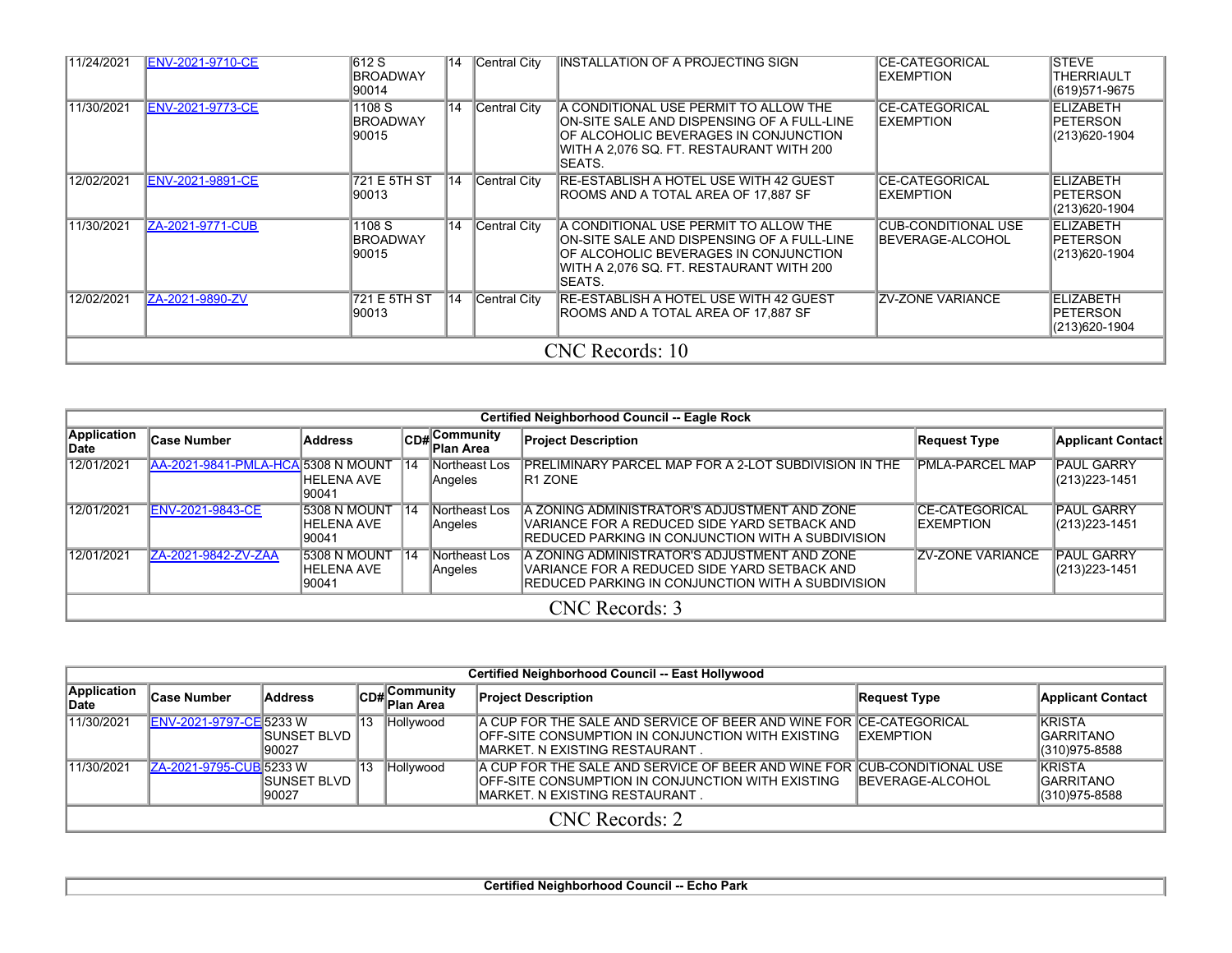| Application Date | Case Number | Address | CD# | Community Plan Area | Project Description | Request Type | Applicant Contact |
|---|---|---|---|---|---|---|---|
| 11/24/2021 | ENV-2021-9710-CE | 612 S BROADWAY 90014 | 14 | Central City | INSTALLATION OF A PROJECTING SIGN | CE-CATEGORICAL EXEMPTION | STEVE THERRIAULT (619)571-9675 |
| 11/30/2021 | ENV-2021-9773-CE | 1108 S BROADWAY 90015 | 14 | Central City | A CONDITIONAL USE PERMIT TO ALLOW THE ON-SITE SALE AND DISPENSING OF A FULL-LINE OF ALCOHOLIC BEVERAGES IN CONJUNCTION WITH A 2,076 SQ. FT. RESTAURANT WITH 200 SEATS. | CE-CATEGORICAL EXEMPTION | ELIZABETH PETERSON (213)620-1904 |
| 12/02/2021 | ENV-2021-9891-CE | 721 E 5TH ST 90013 | 14 | Central City | RE-ESTABLISH A HOTEL USE WITH 42 GUEST ROOMS AND A TOTAL AREA OF 17,887 SF | CE-CATEGORICAL EXEMPTION | ELIZABETH PETERSON (213)620-1904 |
| 11/30/2021 | ZA-2021-9771-CUB | 1108 S BROADWAY 90015 | 14 | Central City | A CONDITIONAL USE PERMIT TO ALLOW THE ON-SITE SALE AND DISPENSING OF A FULL-LINE OF ALCOHOLIC BEVERAGES IN CONJUNCTION WITH A 2,076 SQ. FT. RESTAURANT WITH 200 SEATS. | CUB-CONDITIONAL USE BEVERAGE-ALCOHOL | ELIZABETH PETERSON (213)620-1904 |
| 12/02/2021 | ZA-2021-9890-ZV | 721 E 5TH ST 90013 | 14 | Central City | RE-ESTABLISH A HOTEL USE WITH 42 GUEST ROOMS AND A TOTAL AREA OF 17,887 SF | ZV-ZONE VARIANCE | ELIZABETH PETERSON (213)620-1904 |

CNC Records: 10

**Certified Neighborhood Council -- Eagle Rock**

| Application Date | Case Number | Address | CD# | Community Plan Area | Project Description | Request Type | Applicant Contact |
|---|---|---|---|---|---|---|---|
| 12/01/2021 | AA-2021-9841-PMLA-HCA | 5308 N MOUNT HELENA AVE 90041 | 14 | Northeast Los Angeles | PRELIMINARY PARCEL MAP FOR A 2-LOT SUBDIVISION IN THE R1 ZONE | PMLA-PARCEL MAP | PAUL GARRY (213)223-1451 |
| 12/01/2021 | ENV-2021-9843-CE | 5308 N MOUNT HELENA AVE 90041 | 14 | Northeast Los Angeles | A ZONING ADMINISTRATOR'S ADJUSTMENT AND ZONE VARIANCE FOR A REDUCED SIDE YARD SETBACK AND REDUCED PARKING IN CONJUNCTION WITH A SUBDIVISION | CE-CATEGORICAL EXEMPTION | PAUL GARRY (213)223-1451 |
| 12/01/2021 | ZA-2021-9842-ZV-ZAA | 5308 N MOUNT HELENA AVE 90041 | 14 | Northeast Los Angeles | A ZONING ADMINISTRATOR'S ADJUSTMENT AND ZONE VARIANCE FOR A REDUCED SIDE YARD SETBACK AND REDUCED PARKING IN CONJUNCTION WITH A SUBDIVISION | ZV-ZONE VARIANCE | PAUL GARRY (213)223-1451 |

CNC Records: 3

**Certified Neighborhood Council -- East Hollywood**

| Application Date | Case Number | Address | CD# | Community Plan Area | Project Description | Request Type | Applicant Contact |
|---|---|---|---|---|---|---|---|
| 11/30/2021 | ENV-2021-9797-CE | 5233 W SUNSET BLVD 90027 | 13 | Hollywood | A CUP FOR THE SALE AND SERVICE OF BEER AND WINE FOR OFF-SITE CONSUMPTION IN CONJUNCTION WITH EXISTING MARKET. N EXISTING RESTAURANT . | CE-CATEGORICAL EXEMPTION | KRISTA GARRITANO (310)975-8588 |
| 11/30/2021 | ZA-2021-9795-CUB | 5233 W SUNSET BLVD 90027 | 13 | Hollywood | A CUP FOR THE SALE AND SERVICE OF BEER AND WINE FOR OFF-SITE CONSUMPTION IN CONJUNCTION WITH EXISTING MARKET. N EXISTING RESTAURANT . | CUB-CONDITIONAL USE BEVERAGE-ALCOHOL | KRISTA GARRITANO (310)975-8588 |

CNC Records: 2

**Certified Neighborhood Council -- Echo Park**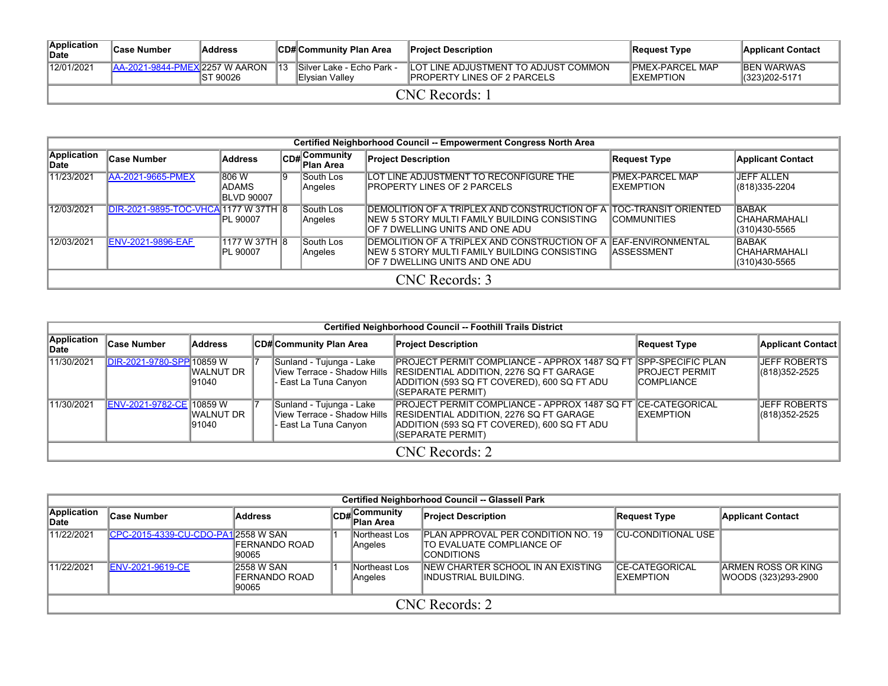| Application Date | Case Number | Address | CD# | Community Plan Area | Project Description | Request Type | Applicant Contact |
|---|---|---|---|---|---|---|---|
| 12/01/2021 | AA-2021-9844-PMEX | 2257 W AARON ST 90026 | 13 | Silver Lake - Echo Park - Elysian Valley | LOT LINE ADJUSTMENT TO ADJUST COMMON PROPERTY LINES OF 2 PARCELS | PMEX-PARCEL MAP EXEMPTION | BEN WARWAS (323)202-5171 |
| CNC Records: 1 | | | | | | | |

| Certified Neighborhood Council -- Empowerment Congress North Area | | | | | | | |
|---|---|---|---|---|---|---|---|
| Application Date | Case Number | Address | CD# | Community Plan Area | Project Description | Request Type | Applicant Contact |
| 11/23/2021 | AA-2021-9665-PMEX | 806 W ADAMS BLVD 90007 | 9 | South Los Angeles | LOT LINE ADJUSTMENT TO RECONFIGURE THE PROPERTY LINES OF 2 PARCELS | PMEX-PARCEL MAP EXEMPTION | JEFF ALLEN (818)335-2204 |
| 12/03/2021 | DIR-2021-9895-TOC-VHCA | 1177 W 37TH PL 90007 | 8 | South Los Angeles | DEMOLITION OF A TRIPLEX AND CONSTRUCTION OF A NEW 5 STORY MULTI FAMILY BUILDING CONSISTING OF 7 DWELLING UNITS AND ONE ADU | TOC-TRANSIT ORIENTED COMMUNITIES | BABAK CHAHARMAHALI (310)430-5565 |
| 12/03/2021 | ENV-2021-9896-EAF | 1177 W 37TH PL 90007 | 8 | South Los Angeles | DEMOLITION OF A TRIPLEX AND CONSTRUCTION OF A NEW 5 STORY MULTI FAMILY BUILDING CONSISTING OF 7 DWELLING UNITS AND ONE ADU | EAF-ENVIRONMENTAL ASSESSMENT | BABAK CHAHARMAHALI (310)430-5565 |
| CNC Records: 3 | | | | | | | |

| Certified Neighborhood Council -- Foothill Trails District | | | | | | | |
|---|---|---|---|---|---|---|---|
| Application Date | Case Number | Address | CD# | Community Plan Area | Project Description | Request Type | Applicant Contact |
| 11/30/2021 | DIR-2021-9780-SPP | 10859 W WALNUT DR 91040 | 7 | Sunland - Tujunga - Lake View Terrace - Shadow Hills - East La Tuna Canyon | PROJECT PERMIT COMPLIANCE - APPROX 1487 SQ FT RESIDENTIAL ADDITION, 2276 SQ FT GARAGE ADDITION (593 SQ FT COVERED), 600 SQ FT ADU (SEPARATE PERMIT) | SPP-SPECIFIC PLAN PROJECT PERMIT COMPLIANCE | JEFF ROBERTS (818)352-2525 |
| 11/30/2021 | ENV-2021-9782-CE | 10859 W WALNUT DR 91040 | 7 | Sunland - Tujunga - Lake View Terrace - Shadow Hills - East La Tuna Canyon | PROJECT PERMIT COMPLIANCE - APPROX 1487 SQ FT RESIDENTIAL ADDITION, 2276 SQ FT GARAGE ADDITION (593 SQ FT COVERED), 600 SQ FT ADU (SEPARATE PERMIT) | CE-CATEGORICAL EXEMPTION | JEFF ROBERTS (818)352-2525 |
| CNC Records: 2 | | | | | | | |

| Certified Neighborhood Council -- Glassell Park | | | | | | | |
|---|---|---|---|---|---|---|---|
| Application Date | Case Number | Address | CD# | Community Plan Area | Project Description | Request Type | Applicant Contact |
| 11/22/2021 | CPC-2015-4339-CU-CDO-PA1 | 2558 W SAN FERNANDO ROAD 90065 | 1 | Northeast Los Angeles | PLAN APPROVAL PER CONDITION NO. 19 TO EVALUATE COMPLIANCE OF CONDITIONS | CU-CONDITIONAL USE | |
| 11/22/2021 | ENV-2021-9619-CE | 2558 W SAN FERNANDO ROAD 90065 | 1 | Northeast Los Angeles | NEW CHARTER SCHOOL IN AN EXISTING INDUSTRIAL BUILDING. | CE-CATEGORICAL EXEMPTION | ARMEN ROSS OR KING WOODS (323)293-2900 |
| CNC Records: 2 | | | | | | | |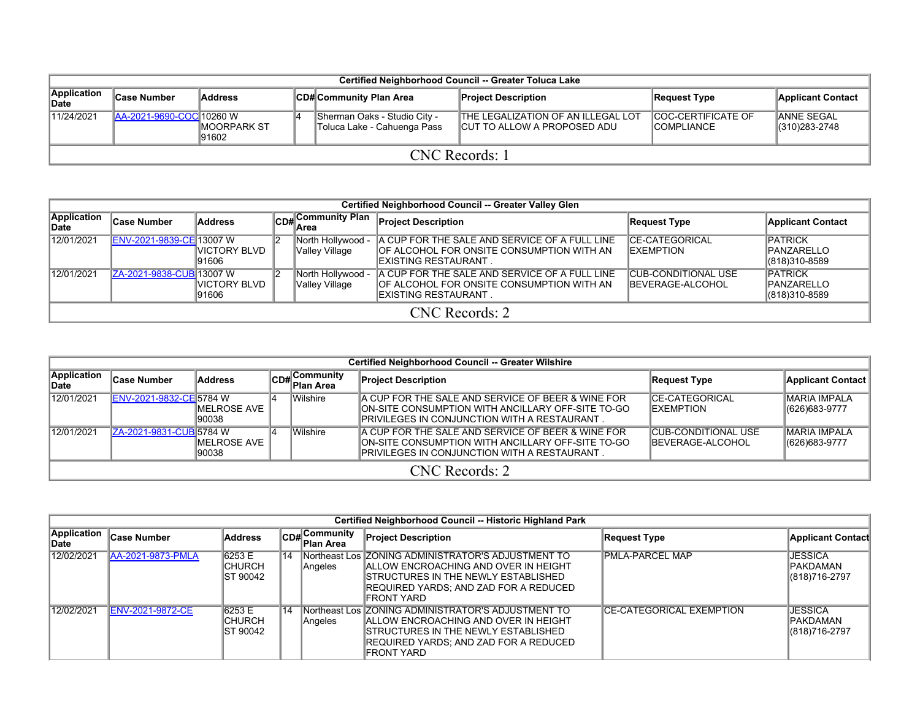| Certified Neighborhood Council -- Greater Toluca Lake | | | | | | | |
|---|---|---|---|---|---|---|---|
| Application Date | Case Number | Address | CD# | Community Plan Area | Project Description | Request Type | Applicant Contact |
| 11/24/2021 | AA-2021-9690-COC | 10260 W MOORPARK ST 91602 | 4 | Sherman Oaks - Studio City - Toluca Lake - Cahuenga Pass | THE LEGALIZATION OF AN ILLEGAL LOT CUT TO ALLOW A PROPOSED ADU | COC-CERTIFICATE OF COMPLIANCE | ANNE SEGAL (310)283-2748 |
| CNC Records: 1 | | | | | | | |

| Certified Neighborhood Council -- Greater Valley Glen | | | | | | | |
|---|---|---|---|---|---|---|---|
| Application Date | Case Number | Address | CD# | Community Plan Area | Project Description | Request Type | Applicant Contact |
| 12/01/2021 | ENV-2021-9839-CE | 13007 W VICTORY BLVD 91606 | 2 | North Hollywood - Valley Village | A CUP FOR THE SALE AND SERVICE OF A FULL LINE OF ALCOHOL FOR ONSITE CONSUMPTION WITH AN EXISTING RESTAURANT . | CE-CATEGORICAL EXEMPTION | PATRICK PANZARELLO (818)310-8589 |
| 12/01/2021 | ZA-2021-9838-CUB | 13007 W VICTORY BLVD 91606 | 2 | North Hollywood - Valley Village | A CUP FOR THE SALE AND SERVICE OF A FULL LINE OF ALCOHOL FOR ONSITE CONSUMPTION WITH AN EXISTING RESTAURANT . | CUB-CONDITIONAL USE BEVERAGE-ALCOHOL | PATRICK PANZARELLO (818)310-8589 |
| CNC Records: 2 | | | | | | | |

| Certified Neighborhood Council -- Greater Wilshire | | | | | | | |
|---|---|---|---|---|---|---|---|
| Application Date | Case Number | Address | CD# | Community Plan Area | Project Description | Request Type | Applicant Contact |
| 12/01/2021 | ENV-2021-9832-CE | 5784 W MELROSE AVE 90038 | 4 | Wilshire | A CUP FOR THE SALE AND SERVICE OF BEER & WINE FOR ON-SITE CONSUMPTION WITH ANCILLARY OFF-SITE TO-GO PRIVILEGES IN CONJUNCTION WITH A RESTAURANT . | CE-CATEGORICAL EXEMPTION | MARIA IMPALA (626)683-9777 |
| 12/01/2021 | ZA-2021-9831-CUB | 5784 W MELROSE AVE 90038 | 4 | Wilshire | A CUP FOR THE SALE AND SERVICE OF BEER & WINE FOR ON-SITE CONSUMPTION WITH ANCILLARY OFF-SITE TO-GO PRIVILEGES IN CONJUNCTION WITH A RESTAURANT . | CUB-CONDITIONAL USE BEVERAGE-ALCOHOL | MARIA IMPALA (626)683-9777 |
| CNC Records: 2 | | | | | | | |

| Certified Neighborhood Council -- Historic Highland Park | | | | | | | |
|---|---|---|---|---|---|---|---|
| Application Date | Case Number | Address | CD# | Community Plan Area | Project Description | Request Type | Applicant Contact |
| 12/02/2021 | AA-2021-9873-PMLA | 6253 E CHURCH ST 90042 | 14 | Northeast Los Angeles | ZONING ADMINISTRATOR'S ADJUSTMENT TO ALLOW ENCROACHING AND OVER IN HEIGHT STRUCTURES IN THE NEWLY ESTABLISHED REQUIRED YARDS; AND ZAD FOR A REDUCED FRONT YARD | PMLA-PARCEL MAP | JESSICA PAKDAMAN (818)716-2797 |
| 12/02/2021 | ENV-2021-9872-CE | 6253 E CHURCH ST 90042 | 14 | Northeast Los Angeles | ZONING ADMINISTRATOR'S ADJUSTMENT TO ALLOW ENCROACHING AND OVER IN HEIGHT STRUCTURES IN THE NEWLY ESTABLISHED REQUIRED YARDS; AND ZAD FOR A REDUCED FRONT YARD | CE-CATEGORICAL EXEMPTION | JESSICA PAKDAMAN (818)716-2797 |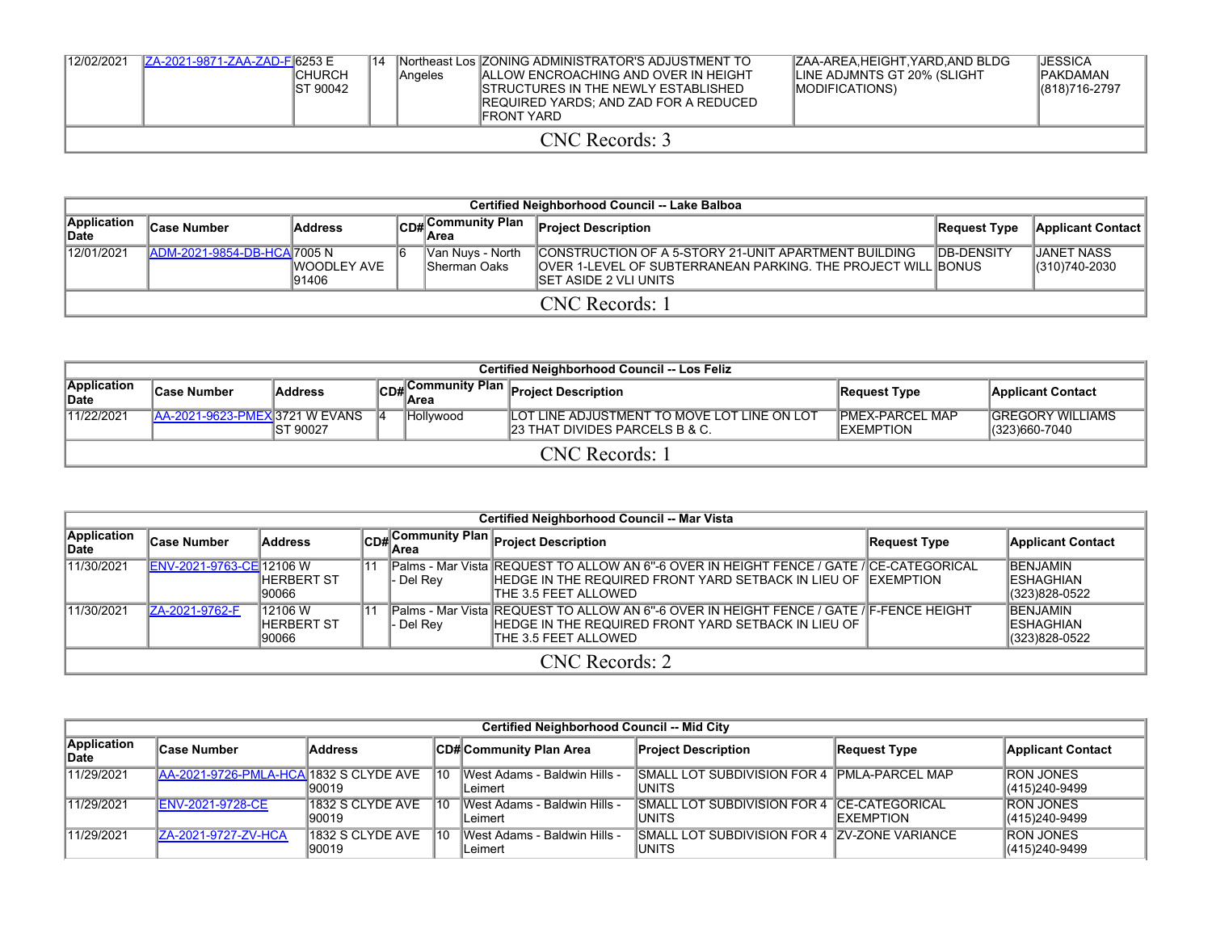| | | | | | | | |
|---|---|---|---|---|---|---|---|
| 12/02/2021 | ZA-2021-9871-ZAA-ZAD-F | 6253 E CHURCH ST 90042 | 14 | Northeast Los Angeles | ZONING ADMINISTRATOR'S ADJUSTMENT TO ALLOW ENCROACHING AND OVER IN HEIGHT STRUCTURES IN THE NEWLY ESTABLISHED REQUIRED YARDS; AND ZAD FOR A REDUCED FRONT YARD | ZAA-AREA,HEIGHT,YARD,AND BLDG LINE ADJMNTS GT 20% (SLIGHT MODIFICATIONS) | JESSICA PAKDAMAN (818)716-2797 |

CNC Records: 3

**Certified Neighborhood Council -- Lake Balboa**

| Application Date | Case Number | Address | CD# | Community Plan Area | Project Description | Request Type | Applicant Contact |
|---|---|---|---|---|---|---|---|
| 12/01/2021 | ADM-2021-9854-DB-HCA | 7005 N WOODLEY AVE 91406 | 6 | Van Nuys - North Sherman Oaks | CONSTRUCTION OF A 5-STORY 21-UNIT APARTMENT BUILDING OVER 1-LEVEL OF SUBTERRANEAN PARKING. THE PROJECT WILL SET ASIDE 2 VLI UNITS | DB-DENSITY BONUS | JANET NASS (310)740-2030 |

CNC Records: 1

**Certified Neighborhood Council -- Los Feliz**

| Application Date | Case Number | Address | CD# | Community Plan Area | Project Description | Request Type | Applicant Contact |
|---|---|---|---|---|---|---|---|
| 11/22/2021 | AA-2021-9623-PMEX | 3721 W EVANS ST 90027 | 4 | Hollywood | LOT LINE ADJUSTMENT TO MOVE LOT LINE ON LOT 23 THAT DIVIDES PARCELS B & C. | PMEX-PARCEL MAP EXEMPTION | GREGORY WILLIAMS (323)660-7040 |

CNC Records: 1

**Certified Neighborhood Council -- Mar Vista**

| Application Date | Case Number | Address | CD# | Community Plan Area | Project Description | Request Type | Applicant Contact |
|---|---|---|---|---|---|---|---|
| 11/30/2021 | ENV-2021-9763-CE | 12106 W HERBERT ST 90066 | 11 | Palms - Mar Vista - Del Rey | REQUEST TO ALLOW AN 6"-6 OVER IN HEIGHT FENCE / GATE / HEDGE IN THE REQUIRED FRONT YARD SETBACK IN LIEU OF THE 3.5 FEET ALLOWED | CE-CATEGORICAL EXEMPTION | BENJAMIN ESHAGHIAN (323)828-0522 |
| 11/30/2021 | ZA-2021-9762-F | 12106 W HERBERT ST 90066 | 11 | Palms - Mar Vista - Del Rey | REQUEST TO ALLOW AN 6"-6 OVER IN HEIGHT FENCE / GATE / HEDGE IN THE REQUIRED FRONT YARD SETBACK IN LIEU OF THE 3.5 FEET ALLOWED | F-FENCE HEIGHT | BENJAMIN ESHAGHIAN (323)828-0522 |

CNC Records: 2

**Certified Neighborhood Council -- Mid City**

| Application Date | Case Number | Address | CD# | Community Plan Area | Project Description | Request Type | Applicant Contact |
|---|---|---|---|---|---|---|---|
| 11/29/2021 | AA-2021-9726-PMLA-HCA | 1832 S CLYDE AVE 90019 | 10 | West Adams - Baldwin Hills - Leimert | SMALL LOT SUBDIVISION FOR 4 UNITS | PMLA-PARCEL MAP | RON JONES (415)240-9499 |
| 11/29/2021 | ENV-2021-9728-CE | 1832 S CLYDE AVE 90019 | 10 | West Adams - Baldwin Hills - Leimert | SMALL LOT SUBDIVISION FOR 4 UNITS | CE-CATEGORICAL EXEMPTION | RON JONES (415)240-9499 |
| 11/29/2021 | ZA-2021-9727-ZV-HCA | 1832 S CLYDE AVE 90019 | 10 | West Adams - Baldwin Hills - Leimert | SMALL LOT SUBDIVISION FOR 4 UNITS | ZV-ZONE VARIANCE | RON JONES (415)240-9499 |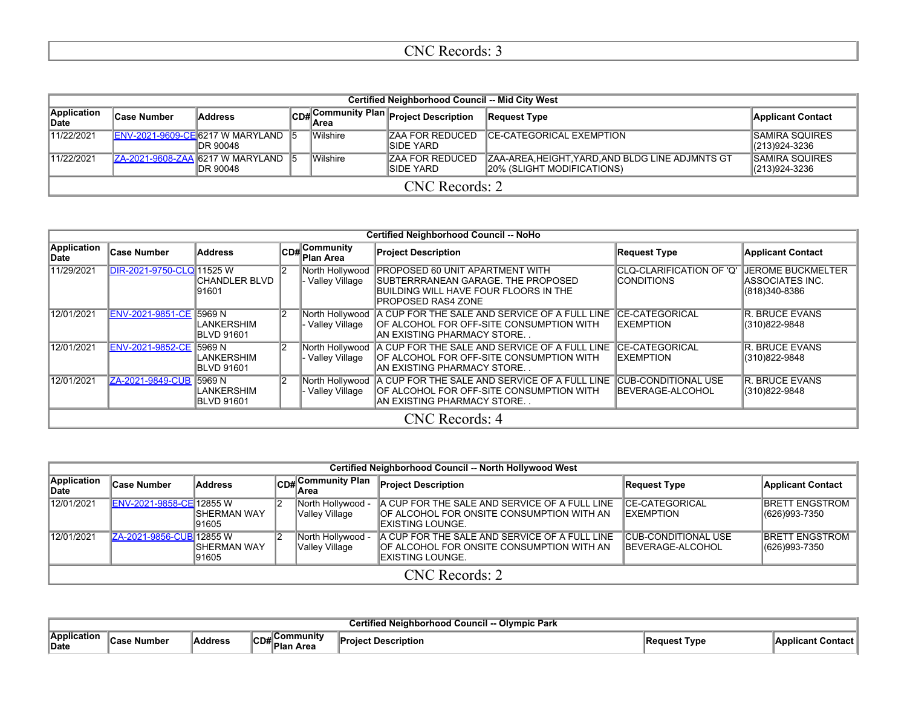CNC Records: 3

| Certified Neighborhood Council -- Mid City West | | | | | | | |
|---|---|---|---|---|---|---|---|
| **Application Date** | **Case Number** | **Address** | **CD#** | **Community Plan Area** | **Project Description** | **Request Type** | **Applicant Contact** |
| 11/22/2021 | ENV-2021-9609-CE | 6217 W MARYLAND DR 90048 | 5 | Wilshire | ZAA FOR REDUCED SIDE YARD | CE-CATEGORICAL EXEMPTION | SAMIRA SQUIRES (213)924-3236 |
| 11/22/2021 | ZA-2021-9608-ZAA | 6217 W MARYLAND DR 90048 | 5 | Wilshire | ZAA FOR REDUCED SIDE YARD | ZAA-AREA,HEIGHT,YARD,AND BLDG LINE ADJMNTS GT 20% (SLIGHT MODIFICATIONS) | SAMIRA SQUIRES (213)924-3236 |
| CNC Records: 2 | | | | | | | |

| Certified Neighborhood Council -- NoHo | | | | | | | |
|---|---|---|---|---|---|---|---|
| **Application Date** | **Case Number** | **Address** | **CD#** | **Community Plan Area** | **Project Description** | **Request Type** | **Applicant Contact** |
| 11/29/2021 | DIR-2021-9750-CLQ | 11525 W CHANDLER BLVD 91601 | 2 | North Hollywood - Valley Village | PROPOSED 60 UNIT APARTMENT WITH SUBTERRRANEAN GARAGE. THE PROPOSED BUILDING WILL HAVE FOUR FLOORS IN THE PROPOSED RAS4 ZONE | CLQ-CLARIFICATION OF 'Q' CONDITIONS | JEROME BUCKMELTER ASSOCIATES INC. (818)340-8386 |
| 12/01/2021 | ENV-2021-9851-CE | 5969 N LANKERSHIM BLVD 91601 | 2 | North Hollywood - Valley Village | A CUP FOR THE SALE AND SERVICE OF A FULL LINE OF ALCOHOL FOR OFF-SITE CONSUMPTION WITH AN EXISTING PHARMACY STORE. . | CE-CATEGORICAL EXEMPTION | R. BRUCE EVANS (310)822-9848 |
| 12/01/2021 | ENV-2021-9852-CE | 5969 N LANKERSHIM BLVD 91601 | 2 | North Hollywood - Valley Village | A CUP FOR THE SALE AND SERVICE OF A FULL LINE OF ALCOHOL FOR OFF-SITE CONSUMPTION WITH AN EXISTING PHARMACY STORE. . | CE-CATEGORICAL EXEMPTION | R. BRUCE EVANS (310)822-9848 |
| 12/01/2021 | ZA-2021-9849-CUB | 5969 N LANKERSHIM BLVD 91601 | 2 | North Hollywood - Valley Village | A CUP FOR THE SALE AND SERVICE OF A FULL LINE OF ALCOHOL FOR OFF-SITE CONSUMPTION WITH AN EXISTING PHARMACY STORE. . | CUB-CONDITIONAL USE BEVERAGE-ALCOHOL | R. BRUCE EVANS (310)822-9848 |
| CNC Records: 4 | | | | | | | |

| Certified Neighborhood Council -- North Hollywood West | | | | | | | |
|---|---|---|---|---|---|---|---|
| **Application Date** | **Case Number** | **Address** | **CD#** | **Community Plan Area** | **Project Description** | **Request Type** | **Applicant Contact** |
| 12/01/2021 | ENV-2021-9858-CE | 12855 W SHERMAN WAY 91605 | 2 | North Hollywood - Valley Village | A CUP FOR THE SALE AND SERVICE OF A FULL LINE OF ALCOHOL FOR ONSITE CONSUMPTION WITH AN EXISTING LOUNGE. | CE-CATEGORICAL EXEMPTION | BRETT ENGSTROM (626)993-7350 |
| 12/01/2021 | ZA-2021-9856-CUB | 12855 W SHERMAN WAY 91605 | 2 | North Hollywood - Valley Village | A CUP FOR THE SALE AND SERVICE OF A FULL LINE OF ALCOHOL FOR ONSITE CONSUMPTION WITH AN EXISTING LOUNGE. | CUB-CONDITIONAL USE BEVERAGE-ALCOHOL | BRETT ENGSTROM (626)993-7350 |
| CNC Records: 2 | | | | | | | |

| Certified Neighborhood Council -- Olympic Park | | | | | | | |
|---|---|---|---|---|---|---|---|
| **Application Date** | **Case Number** | **Address** | **CD#** | **Community Plan Area** | **Project Description** | **Request Type** | **Applicant Contact** |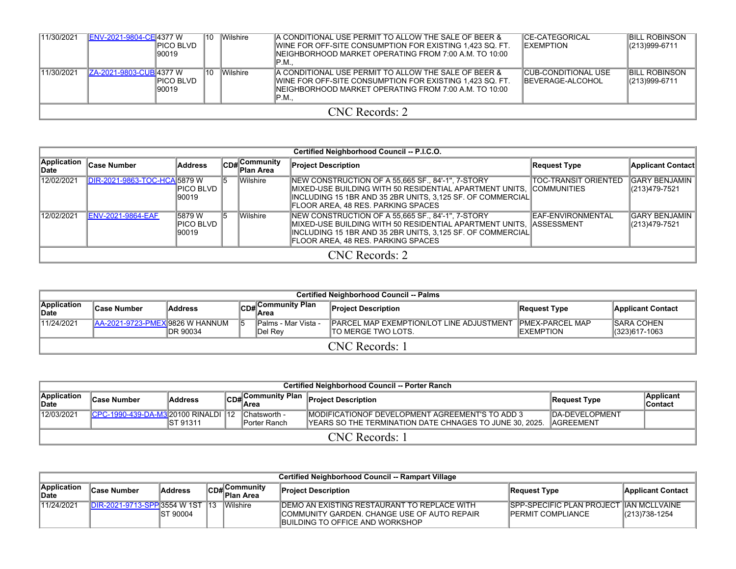| Application Date | Case Number | Address | CD# | Community Plan Area | Project Description | Request Type | Applicant Contact |
|---|---|---|---|---|---|---|---|
| 11/30/2021 | ENV-2021-9804-CE | 4377 W PICO BLVD 90019 | 10 | Wilshire | A CONDITIONAL USE PERMIT TO ALLOW THE SALE OF BEER & WINE FOR OFF-SITE CONSUMPTION FOR EXISTING 1,423 SQ. FT. NEIGHBORHOOD MARKET OPERATING FROM 7:00 A.M. TO 10:00 P.M., | CE-CATEGORICAL EXEMPTION | BILL ROBINSON (213)999-6711 |
| 11/30/2021 | ZA-2021-9803-CUB | 4377 W PICO BLVD 90019 | 10 | Wilshire | A CONDITIONAL USE PERMIT TO ALLOW THE SALE OF BEER & WINE FOR OFF-SITE CONSUMPTION FOR EXISTING 1,423 SQ. FT. NEIGHBORHOOD MARKET OPERATING FROM 7:00 A.M. TO 10:00 P.M., | CUB-CONDITIONAL USE BEVERAGE-ALCOHOL | BILL ROBINSON (213)999-6711 |
| CNC Records: 2 | | | | | | | |

| Certified Neighborhood Council -- P.I.C.O. | | | | | | | |
|---|---|---|---|---|---|---|---|
| **Application Date** | **Case Number** | **Address** | **CD#** | **Community Plan Area** | **Project Description** | **Request Type** | **Applicant Contact** |
| 12/02/2021 | DIR-2021-9863-TOC-HCA | 5879 W PICO BLVD 90019 | 5 | Wilshire | NEW CONSTRUCTION OF A 55,665 SF., 84'-1", 7-STORY MIXED-USE BUILDING WITH 50 RESIDENTIAL APARTMENT UNITS, INCLUDING 15 1BR AND 35 2BR UNITS, 3,125 SF. OF COMMERCIAL FLOOR AREA, 48 RES. PARKING SPACES | TOC-TRANSIT ORIENTED COMMUNITIES | GARY BENJAMIN (213)479-7521 |
| 12/02/2021 | ENV-2021-9864-EAF | 5879 W PICO BLVD 90019 | 5 | Wilshire | NEW CONSTRUCTION OF A 55,665 SF., 84'-1", 7-STORY MIXED-USE BUILDING WITH 50 RESIDENTIAL APARTMENT UNITS, INCLUDING 15 1BR AND 35 2BR UNITS, 3,125 SF. OF COMMERCIAL FLOOR AREA, 48 RES. PARKING SPACES | EAF-ENVIRONMENTAL ASSESSMENT | GARY BENJAMIN (213)479-7521 |
| CNC Records: 2 | | | | | | | |

| Certified Neighborhood Council -- Palms | | | | | | | |
|---|---|---|---|---|---|---|---|
| **Application Date** | **Case Number** | **Address** | **CD#** | **Community Plan Area** | **Project Description** | **Request Type** | **Applicant Contact** |
| 11/24/2021 | AA-2021-9723-PMEX | 9826 W HANNUM DR 90034 | 5 | Palms - Mar Vista - Del Rey | PARCEL MAP EXEMPTION/LOT LINE ADJUSTMENT TO MERGE TWO LOTS. | PMEX-PARCEL MAP EXEMPTION | SARA COHEN (323)617-1063 |
| CNC Records: 1 | | | | | | | |

| Certified Neighborhood Council -- Porter Ranch | | | | | | | |
|---|---|---|---|---|---|---|---|
| **Application Date** | **Case Number** | **Address** | **CD#** | **Community Plan Area** | **Project Description** | **Request Type** | **Applicant Contact** |
| 12/03/2021 | CPC-1990-439-DA-M3 | 20100 RINALDI ST 91311 | 12 | Chatsworth - Porter Ranch | MODIFICATIONOF DEVELOPMENT AGREEMENT'S TO ADD 3 YEARS SO THE TERMINATION DATE CHNAGES TO JUNE 30, 2025. | DA-DEVELOPMENT AGREEMENT | |
| CNC Records: 1 | | | | | | | |

| Certified Neighborhood Council -- Rampart Village | | | | | | | |
|---|---|---|---|---|---|---|---|
| **Application Date** | **Case Number** | **Address** | **CD#** | **Community Plan Area** | **Project Description** | **Request Type** | **Applicant Contact** |
| 11/24/2021 | DIR-2021-9713-SPP | 3554 W 1ST ST 90004 | 13 | Wilshire | DEMO AN EXISTING RESTAURANT TO REPLACE WITH COMMUNITY GARDEN. CHANGE USE OF AUTO REPAIR BUILDING TO OFFICE AND WORKSHOP | SPP-SPECIFIC PLAN PROJECT PERMIT COMPLIANCE | IAN MCLLVAINE (213)738-1254 |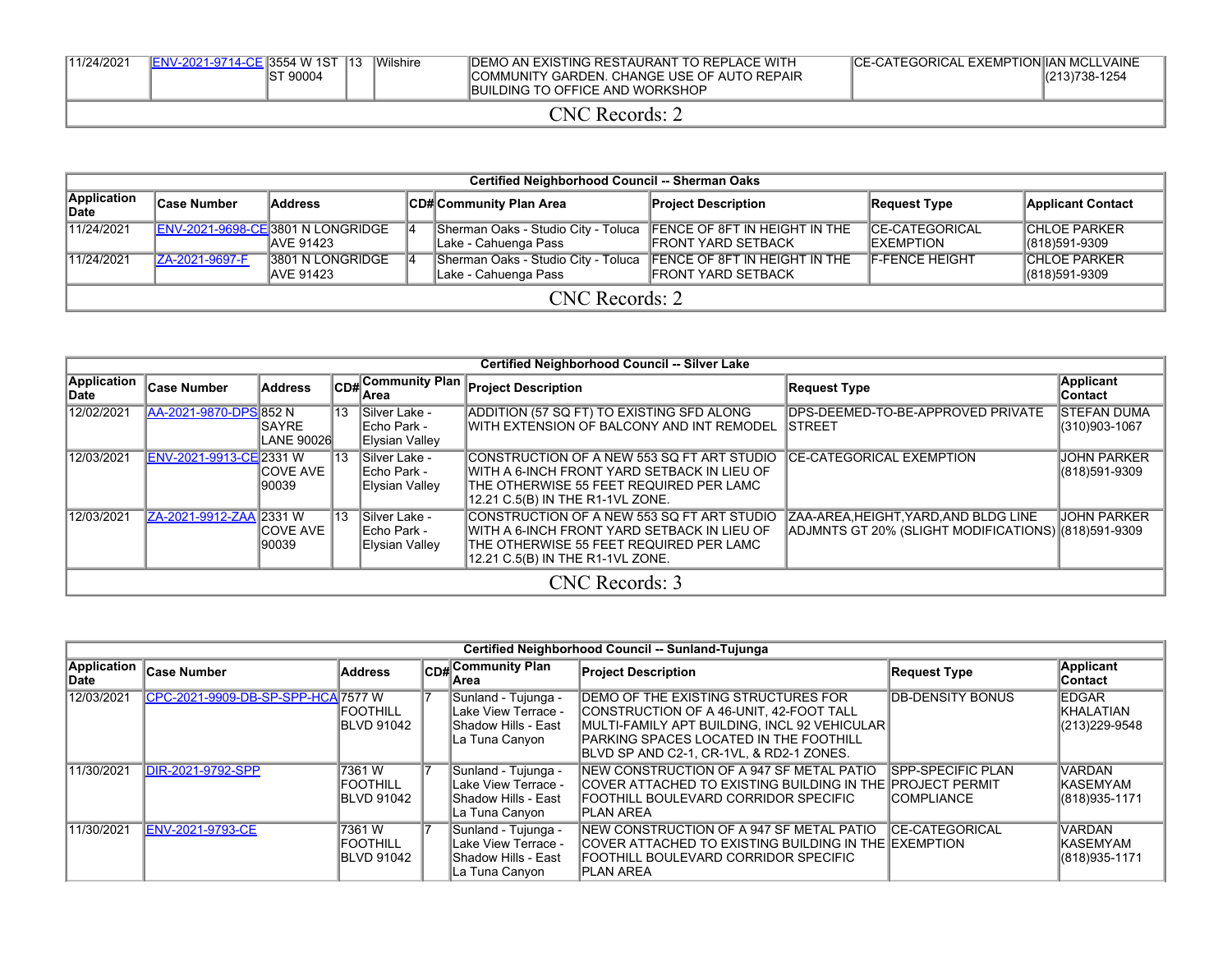| 11/24/2021 | ENV-2021-9714-CE | 3554 W 1ST ST 90004 | 13 | Wilshire | DEMO AN EXISTING RESTAURANT TO REPLACE WITH COMMUNITY GARDEN. CHANGE USE OF AUTO REPAIR BUILDING TO OFFICE AND WORKSHOP | CE-CATEGORICAL EXEMPTION | IAN MCLLVAINE (213)738-1254 |
|---|---|---|---|---|---|---|---|

CNC Records: 2

**Certified Neighborhood Council -- Sherman Oaks**

| Application Date | Case Number | Address | CD# | Community Plan Area | Project Description | Request Type | Applicant Contact |
|---|---|---|---|---|---|---|---|
| 11/24/2021 | ENV-2021-9698-CE | 3801 N LONGRIDGE AVE 91423 | 4 | Sherman Oaks - Studio City - Toluca Lake - Cahuenga Pass | FENCE OF 8FT IN HEIGHT IN THE FRONT YARD SETBACK | CE-CATEGORICAL EXEMPTION | CHLOE PARKER (818)591-9309 |
| 11/24/2021 | ZA-2021-9697-F | 3801 N LONGRIDGE AVE 91423 | 4 | Sherman Oaks - Studio City - Toluca Lake - Cahuenga Pass | FENCE OF 8FT IN HEIGHT IN THE FRONT YARD SETBACK | F-FENCE HEIGHT | CHLOE PARKER (818)591-9309 |

CNC Records: 2

**Certified Neighborhood Council -- Silver Lake**

| Application Date | Case Number | Address | CD# | Community Plan Area | Project Description | Request Type | Applicant Contact |
|---|---|---|---|---|---|---|---|
| 12/02/2021 | AA-2021-9870-DPS | 852 N SAYRE LANE 90026 | 13 | Silver Lake - Echo Park - Elysian Valley | ADDITION (57 SQ FT) TO EXISTING SFD ALONG WITH EXTENSION OF BALCONY AND INT REMODEL | DPS-DEEMED-TO-BE-APPROVED PRIVATE STREET | STEFAN DUMA (310)903-1067 |
| 12/03/2021 | ENV-2021-9913-CE | 2331 W COVE AVE 90039 | 13 | Silver Lake - Echo Park - Elysian Valley | CONSTRUCTION OF A NEW 553 SQ FT ART STUDIO WITH A 6-INCH FRONT YARD SETBACK IN LIEU OF THE OTHERWISE 55 FEET REQUIRED PER LAMC 12.21 C.5(B) IN THE R1-1VL ZONE. | CE-CATEGORICAL EXEMPTION | JOHN PARKER (818)591-9309 |
| 12/03/2021 | ZA-2021-9912-ZAA | 2331 W COVE AVE 90039 | 13 | Silver Lake - Echo Park - Elysian Valley | CONSTRUCTION OF A NEW 553 SQ FT ART STUDIO WITH A 6-INCH FRONT YARD SETBACK IN LIEU OF THE OTHERWISE 55 FEET REQUIRED PER LAMC 12.21 C.5(B) IN THE R1-1VL ZONE. | ZAA-AREA,HEIGHT,YARD,AND BLDG LINE ADJMNTS GT 20% (SLIGHT MODIFICATIONS) | JOHN PARKER (818)591-9309 |

CNC Records: 3

**Certified Neighborhood Council -- Sunland-Tujunga**

| Application Date | Case Number | Address | CD# | Community Plan Area | Project Description | Request Type | Applicant Contact |
|---|---|---|---|---|---|---|---|
| 12/03/2021 | CPC-2021-9909-DB-SP-SPP-HCA | 7577 W FOOTHILL BLVD 91042 | 7 | Sunland - Tujunga - Lake View Terrace - Shadow Hills - East La Tuna Canyon | DEMO OF THE EXISTING STRUCTURES FOR CONSTRUCTION OF A 46-UNIT, 42-FOOT TALL MULTI-FAMILY APT BUILDING, INCL 92 VEHICULAR PARKING SPACES LOCATED IN THE FOOTHILL BLVD SP AND C2-1, CR-1VL, & RD2-1 ZONES. | DB-DENSITY BONUS | EDGAR KHALATIAN (213)229-9548 |
| 11/30/2021 | DIR-2021-9792-SPP | 7361 W FOOTHILL BLVD 91042 | 7 | Sunland - Tujunga - Lake View Terrace - Shadow Hills - East La Tuna Canyon | NEW CONSTRUCTION OF A 947 SF METAL PATIO COVER ATTACHED TO EXISTING BUILDING IN THE FOOTHILL BOULEVARD CORRIDOR SPECIFIC PLAN AREA | SPP-SPECIFIC PLAN PROJECT PERMIT COMPLIANCE | VARDAN KASEMYAM (818)935-1171 |
| 11/30/2021 | ENV-2021-9793-CE | 7361 W FOOTHILL BLVD 91042 | 7 | Sunland - Tujunga - Lake View Terrace - Shadow Hills - East La Tuna Canyon | NEW CONSTRUCTION OF A 947 SF METAL PATIO COVER ATTACHED TO EXISTING BUILDING IN THE FOOTHILL BOULEVARD CORRIDOR SPECIFIC PLAN AREA | CE-CATEGORICAL EXEMPTION | VARDAN KASEMYAM (818)935-1171 |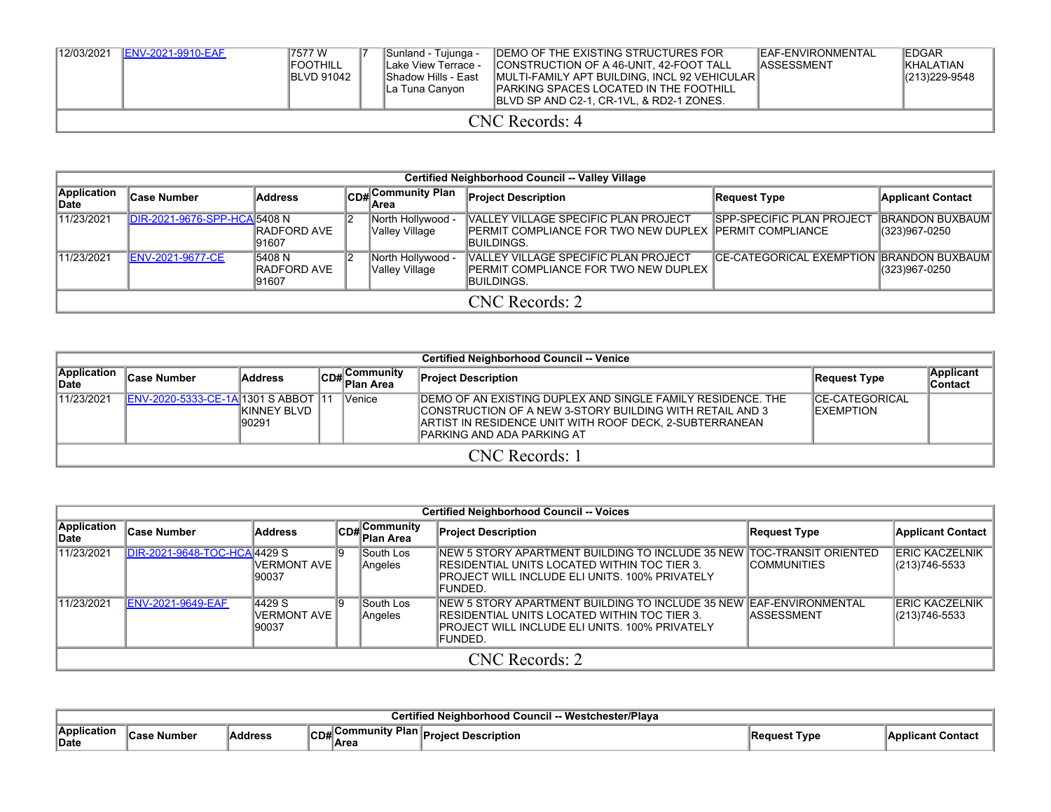| | | | | | | | |
|---|---|---|---|---|---|---|---|
| 12/03/2021 | ENV-2021-9910-EAF | 7577 W FOOTHILL BLVD 91042 | 7 | Sunland - Tujunga - Lake View Terrace - Shadow Hills - East La Tuna Canyon | DEMO OF THE EXISTING STRUCTURES FOR CONSTRUCTION OF A 46-UNIT, 42-FOOT TALL MULTI-FAMILY APT BUILDING, INCL 92 VEHICULAR PARKING SPACES LOCATED IN THE FOOTHILL BLVD SP AND C2-1, CR-1VL, & RD2-1 ZONES. | EAF-ENVIRONMENTAL ASSESSMENT | EDGAR KHALATIAN (213)229-9548 |
| CNC Records: 4 | | | | | | | |

| Certified Neighborhood Council -- Valley Village | | | | | | | |
|---|---|---|---|---|---|---|---|
| **Application Date** | **Case Number** | **Address** | **CD#** | **Community Plan Area** | **Project Description** | **Request Type** | **Applicant Contact** |
| 11/23/2021 | DIR-2021-9676-SPP-HCA | 5408 N RADFORD AVE 91607 | 2 | North Hollywood - Valley Village | VALLEY VILLAGE SPECIFIC PLAN PROJECT PERMIT COMPLIANCE FOR TWO NEW DUPLEX BUILDINGS. | SPP-SPECIFIC PLAN PROJECT PERMIT COMPLIANCE | BRANDON BUXBAUM (323)967-0250 |
| 11/23/2021 | ENV-2021-9677-CE | 5408 N RADFORD AVE 91607 | 2 | North Hollywood - Valley Village | VALLEY VILLAGE SPECIFIC PLAN PROJECT PERMIT COMPLIANCE FOR TWO NEW DUPLEX BUILDINGS. | CE-CATEGORICAL EXEMPTION | BRANDON BUXBAUM (323)967-0250 |
| CNC Records: 2 | | | | | | | |

| Certified Neighborhood Council -- Venice | | | | | | | |
|---|---|---|---|---|---|---|---|
| **Application Date** | **Case Number** | **Address** | **CD#** | **Community Plan Area** | **Project Description** | **Request Type** | **Applicant Contact** |
| 11/23/2021 | ENV-2020-5333-CE-1A | 1301 S ABBOT KINNEY BLVD 90291 | 11 | Venice | DEMO OF AN EXISTING DUPLEX AND SINGLE FAMILY RESIDENCE. THE CONSTRUCTION OF A NEW 3-STORY BUILDING WITH RETAIL AND 3 ARTIST IN RESIDENCE UNIT WITH ROOF DECK, 2-SUBTERRANEAN PARKING AND ADA PARKING AT | CE-CATEGORICAL EXEMPTION | |
| CNC Records: 1 | | | | | | | |

| Certified Neighborhood Council -- Voices | | | | | | | |
|---|---|---|---|---|---|---|---|
| **Application Date** | **Case Number** | **Address** | **CD#** | **Community Plan Area** | **Project Description** | **Request Type** | **Applicant Contact** |
| 11/23/2021 | DIR-2021-9648-TOC-HCA | 4429 S VERMONT AVE 90037 | 9 | South Los Angeles | NEW 5 STORY APARTMENT BUILDING TO INCLUDE 35 NEW RESIDENTIAL UNITS LOCATED WITHIN TOC TIER 3. PROJECT WILL INCLUDE ELI UNITS. 100% PRIVATELY FUNDED. | TOC-TRANSIT ORIENTED COMMUNITIES | ERIC KACZELNIK (213)746-5533 |
| 11/23/2021 | ENV-2021-9649-EAF | 4429 S VERMONT AVE 90037 | 9 | South Los Angeles | NEW 5 STORY APARTMENT BUILDING TO INCLUDE 35 NEW RESIDENTIAL UNITS LOCATED WITHIN TOC TIER 3. PROJECT WILL INCLUDE ELI UNITS. 100% PRIVATELY FUNDED. | EAF-ENVIRONMENTAL ASSESSMENT | ERIC KACZELNIK (213)746-5533 |
| CNC Records: 2 | | | | | | | |

| Certified Neighborhood Council -- Westchester/Playa | | | | | | | |
|---|---|---|---|---|---|---|---|
| **Application Date** | **Case Number** | **Address** | **CD#** | **Community Plan Area** | **Project Description** | **Request Type** | **Applicant Contact** |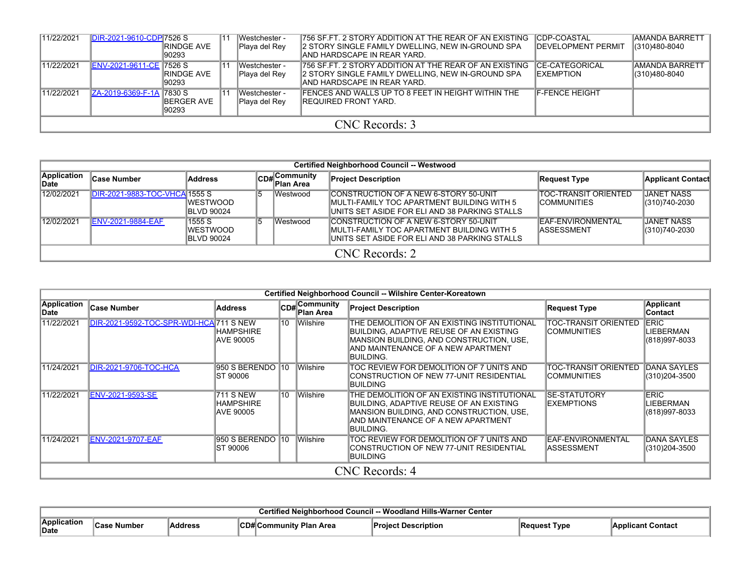| Application Date | Case Number | Address | CD# | Community Plan Area | Project Description | Request Type | Applicant Contact |
| --- | --- | --- | --- | --- | --- | --- | --- |
| 11/22/2021 | DIR-2021-9610-CDP | 7526 S RINDGE AVE 90293 | 11 | Westchester - Playa del Rey | 756 SF.FT. 2 STORY ADDITION AT THE REAR OF AN EXISTING 2 STORY SINGLE FAMILY DWELLING, NEW IN-GROUND SPA AND HARDSCAPE IN REAR YARD. | CDP-COASTAL DEVELOPMENT PERMIT | AMANDA BARRETT (310)480-8040 |
| 11/22/2021 | ENV-2021-9611-CE | 7526 S RINDGE AVE 90293 | 11 | Westchester - Playa del Rey | 756 SF.FT. 2 STORY ADDITION AT THE REAR OF AN EXISTING 2 STORY SINGLE FAMILY DWELLING, NEW IN-GROUND SPA AND HARDSCAPE IN REAR YARD. | CE-CATEGORICAL EXEMPTION | AMANDA BARRETT (310)480-8040 |
| 11/22/2021 | ZA-2019-6369-F-1A | 7830 S BERGER AVE 90293 | 11 | Westchester - Playa del Rey | FENCES AND WALLS UP TO 8 FEET IN HEIGHT WITHIN THE REQUIRED FRONT YARD. | F-FENCE HEIGHT | |

CNC Records: 3

| Certified Neighborhood Council -- Westwood | | | | | | | |
| --- | --- | --- | --- | --- | --- | --- | --- |
| Application Date | Case Number | Address | CD# | Community Plan Area | Project Description | Request Type | Applicant Contact |
| 12/02/2021 | DIR-2021-9883-TOC-VHCA | 1555 S WESTWOOD BLVD 90024 | 5 | Westwood | CONSTRUCTION OF A NEW 6-STORY 50-UNIT MULTI-FAMILY TOC APARTMENT BUILDING WITH 5 UNITS SET ASIDE FOR ELI AND 38 PARKING STALLS | TOC-TRANSIT ORIENTED COMMUNITIES | JANET NASS (310)740-2030 |
| 12/02/2021 | ENV-2021-9884-EAF | 1555 S WESTWOOD BLVD 90024 | 5 | Westwood | CONSTRUCTION OF A NEW 6-STORY 50-UNIT MULTI-FAMILY TOC APARTMENT BUILDING WITH 5 UNITS SET ASIDE FOR ELI AND 38 PARKING STALLS | EAF-ENVIRONMENTAL ASSESSMENT | JANET NASS (310)740-2030 |

CNC Records: 2

| Certified Neighborhood Council -- Wilshire Center-Koreatown | | | | | | | |
| --- | --- | --- | --- | --- | --- | --- | --- |
| Application Date | Case Number | Address | CD# | Community Plan Area | Project Description | Request Type | Applicant Contact |
| 11/22/2021 | DIR-2021-9592-TOC-SPR-WDI-HCA | 711 S NEW HAMPSHIRE AVE 90005 | 10 | Wilshire | THE DEMOLITION OF AN EXISTING INSTITUTIONAL BUILDING, ADAPTIVE REUSE OF AN EXISTING MANSION BUILDING, AND CONSTRUCTION, USE, AND MAINTENANCE OF A NEW APARTMENT BUILDING. | TOC-TRANSIT ORIENTED COMMUNITIES | ERIC LIEBERMAN (818)997-8033 |
| 11/24/2021 | DIR-2021-9706-TOC-HCA | 950 S BERENDO ST 90006 | 10 | Wilshire | TOC REVIEW FOR DEMOLITION OF 7 UNITS AND CONSTRUCTION OF NEW 77-UNIT RESIDENTIAL BUILDING | TOC-TRANSIT ORIENTED COMMUNITIES | DANA SAYLES (310)204-3500 |
| 11/22/2021 | ENV-2021-9593-SE | 711 S NEW HAMPSHIRE AVE 90005 | 10 | Wilshire | THE DEMOLITION OF AN EXISTING INSTITUTIONAL BUILDING, ADAPTIVE REUSE OF AN EXISTING MANSION BUILDING, AND CONSTRUCTION, USE, AND MAINTENANCE OF A NEW APARTMENT BUILDING. | SE-STATUTORY EXEMPTIONS | ERIC LIEBERMAN (818)997-8033 |
| 11/24/2021 | ENV-2021-9707-EAF | 950 S BERENDO ST 90006 | 10 | Wilshire | TOC REVIEW FOR DEMOLITION OF 7 UNITS AND CONSTRUCTION OF NEW 77-UNIT RESIDENTIAL BUILDING | EAF-ENVIRONMENTAL ASSESSMENT | DANA SAYLES (310)204-3500 |

CNC Records: 4

| Certified Neighborhood Council -- Woodland Hills-Warner Center | | | | | | | |
| --- | --- | --- | --- | --- | --- | --- | --- |
| Application Date | Case Number | Address | CD# | Community Plan Area | Project Description | Request Type | Applicant Contact |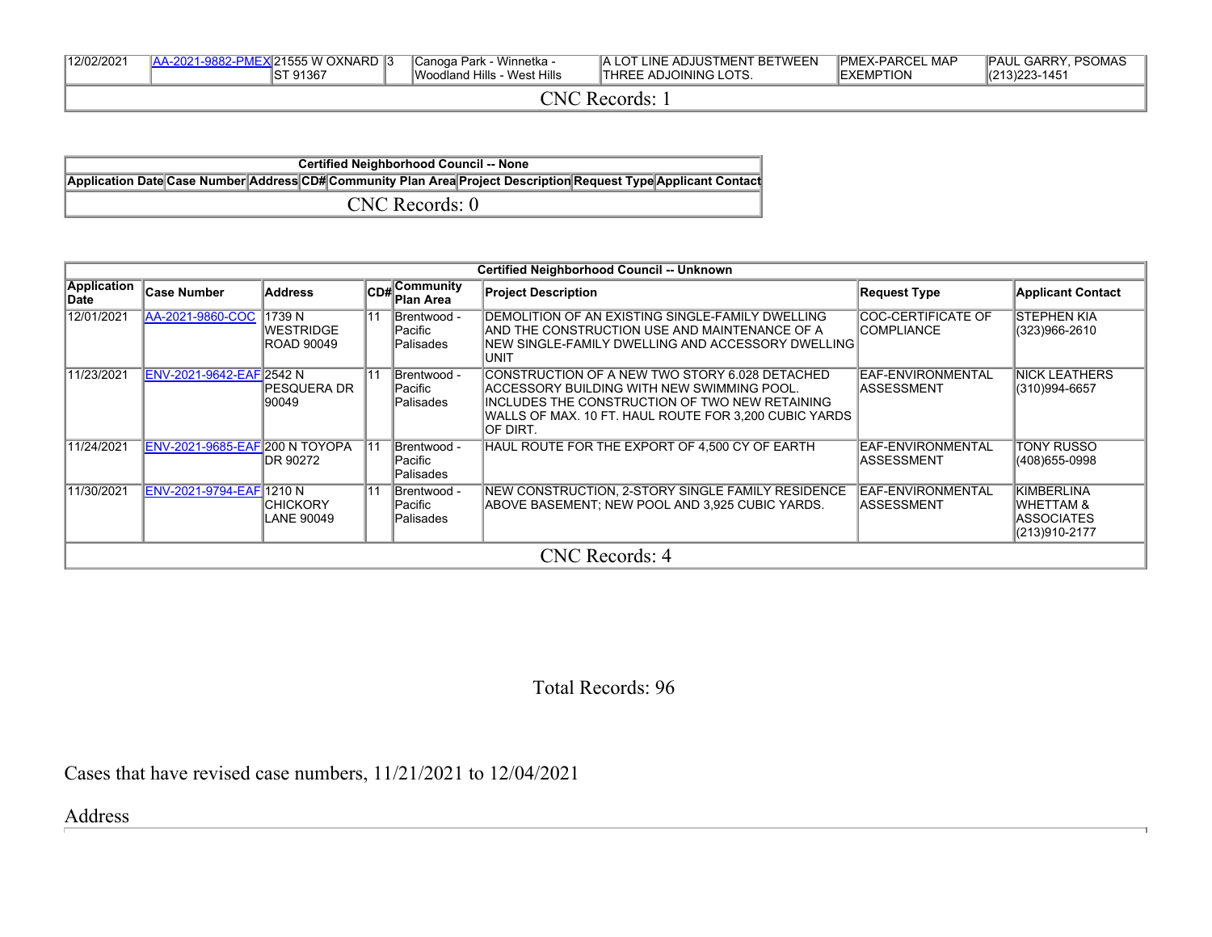| 12/02/2021 | AA-2021-9882-PMEX | 21555 W OXNARD ST 91367 | 3 | Canoga Park - Winnetka - Woodland Hills - West Hills | A LOT LINE ADJUSTMENT BETWEEN THREE ADJOINING LOTS. | PMEX-PARCEL MAP EXEMPTION | PAUL GARRY, PSOMAS (213)223-1451 |
|---|---|---|---|---|---|---|---|
| CNC Records: 1 | | | | | | | |

| Certified Neighborhood Council -- None | | | | | | | |
|---|---|---|---|---|---|---|---|
| Application Date | Case Number | Address | CD# | Community Plan Area | Project Description | Request Type | Applicant Contact |
| CNC Records: 0 | | | | | | | |

| Certified Neighborhood Council -- Unknown | | | | | | | |
|---|---|---|---|---|---|---|---|
| Application Date | Case Number | Address | CD# | Community Plan Area | Project Description | Request Type | Applicant Contact |
| 12/01/2021 | AA-2021-9860-COC | 1739 N WESTRIDGE ROAD 90049 | 11 | Brentwood - Pacific Palisades | DEMOLITION OF AN EXISTING SINGLE-FAMILY DWELLING AND THE CONSTRUCTION USE AND MAINTENANCE OF A NEW SINGLE-FAMILY DWELLING AND ACCESSORY DWELLING UNIT | COC-CERTIFICATE OF COMPLIANCE | STEPHEN KIA (323)966-2610 |
| 11/23/2021 | ENV-2021-9642-EAF | 2542 N PESQUERA DR 90049 | 11 | Brentwood - Pacific Palisades | CONSTRUCTION OF A NEW TWO STORY 6.028 DETACHED ACCESSORY BUILDING WITH NEW SWIMMING POOL. INCLUDES THE CONSTRUCTION OF TWO NEW RETAINING WALLS OF MAX. 10 FT. HAUL ROUTE FOR 3,200 CUBIC YARDS OF DIRT. | EAF-ENVIRONMENTAL ASSESSMENT | NICK LEATHERS (310)994-6657 |
| 11/24/2021 | ENV-2021-9685-EAF | 200 N TOYOPA DR 90272 | 11 | Brentwood - Pacific Palisades | HAUL ROUTE FOR THE EXPORT OF 4,500 CY OF EARTH | EAF-ENVIRONMENTAL ASSESSMENT | TONY RUSSO (408)655-0998 |
| 11/30/2021 | ENV-2021-9794-EAF | 1210 N CHICKORY LANE 90049 | 11 | Brentwood - Pacific Palisades | NEW CONSTRUCTION, 2-STORY SINGLE FAMILY RESIDENCE ABOVE BASEMENT; NEW POOL AND 3,925 CUBIC YARDS. | EAF-ENVIRONMENTAL ASSESSMENT | KIMBERLINA WHETTAM & ASSOCIATES (213)910-2177 |
| CNC Records: 4 | | | | | | | |

Total Records: 96

Cases that have revised case numbers, 11/21/2021 to 12/04/2021

Address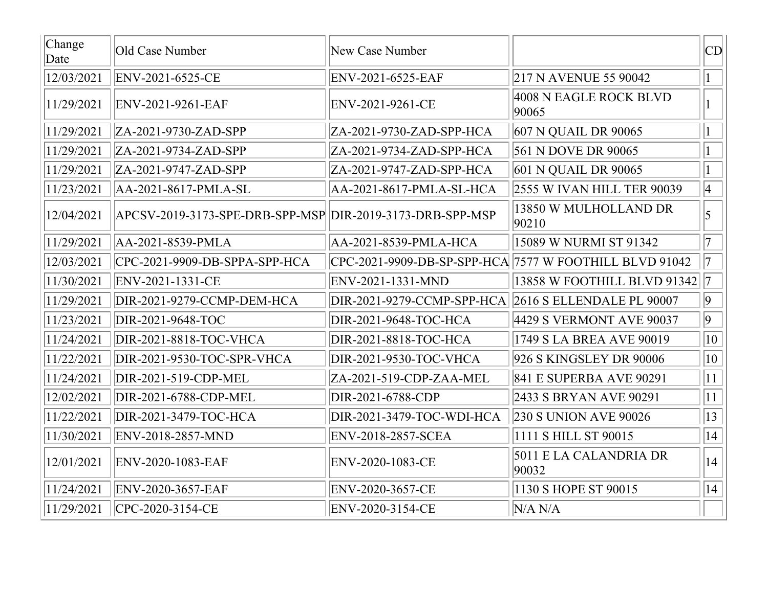| Change Date | Old Case Number | New Case Number | | CD |
|---|---|---|---|---|
| 12/03/2021 | ENV-2021-6525-CE | ENV-2021-6525-EAF | 217 N AVENUE 55 90042 | 1 |
| 11/29/2021 | ENV-2021-9261-EAF | ENV-2021-9261-CE | 4008 N EAGLE ROCK BLVD 90065 | 1 |
| 11/29/2021 | ZA-2021-9730-ZAD-SPP | ZA-2021-9730-ZAD-SPP-HCA | 607 N QUAIL DR 90065 | 1 |
| 11/29/2021 | ZA-2021-9734-ZAD-SPP | ZA-2021-9734-ZAD-SPP-HCA | 561 N DOVE DR 90065 | 1 |
| 11/29/2021 | ZA-2021-9747-ZAD-SPP | ZA-2021-9747-ZAD-SPP-HCA | 601 N QUAIL DR 90065 | 1 |
| 11/23/2021 | AA-2021-8617-PMLA-SL | AA-2021-8617-PMLA-SL-HCA | 2555 W IVAN HILL TER 90039 | 4 |
| 12/04/2021 | APCSV-2019-3173-SPE-DRB-SPP-MSP | DIR-2019-3173-DRB-SPP-MSP | 13850 W MULHOLLAND DR 90210 | 5 |
| 11/29/2021 | AA-2021-8539-PMLA | AA-2021-8539-PMLA-HCA | 15089 W NURMI ST 91342 | 7 |
| 12/03/2021 | CPC-2021-9909-DB-SPPA-SPP-HCA | CPC-2021-9909-DB-SP-SPP-HCA | 7577 W FOOTHILL BLVD 91042 | 7 |
| 11/30/2021 | ENV-2021-1331-CE | ENV-2021-1331-MND | 13858 W FOOTHILL BLVD 91342 | 7 |
| 11/29/2021 | DIR-2021-9279-CCMP-DEM-HCA | DIR-2021-9279-CCMP-SPP-HCA | 2616 S ELLENDALE PL 90007 | 9 |
| 11/23/2021 | DIR-2021-9648-TOC | DIR-2021-9648-TOC-HCA | 4429 S VERMONT AVE 90037 | 9 |
| 11/24/2021 | DIR-2021-8818-TOC-VHCA | DIR-2021-8818-TOC-HCA | 1749 S LA BREA AVE 90019 | 10 |
| 11/22/2021 | DIR-2021-9530-TOC-SPR-VHCA | DIR-2021-9530-TOC-VHCA | 926 S KINGSLEY DR 90006 | 10 |
| 11/24/2021 | DIR-2021-519-CDP-MEL | ZA-2021-519-CDP-ZAA-MEL | 841 E SUPERBA AVE 90291 | 11 |
| 12/02/2021 | DIR-2021-6788-CDP-MEL | DIR-2021-6788-CDP | 2433 S BRYAN AVE 90291 | 11 |
| 11/22/2021 | DIR-2021-3479-TOC-HCA | DIR-2021-3479-TOC-WDI-HCA | 230 S UNION AVE 90026 | 13 |
| 11/30/2021 | ENV-2018-2857-MND | ENV-2018-2857-SCEA | 1111 S HILL ST 90015 | 14 |
| 12/01/2021 | ENV-2020-1083-EAF | ENV-2020-1083-CE | 5011 E LA CALANDRIA DR 90032 | 14 |
| 11/24/2021 | ENV-2020-3657-EAF | ENV-2020-3657-CE | 1130 S HOPE ST 90015 | 14 |
| 11/29/2021 | CPC-2020-3154-CE | ENV-2020-3154-CE | N/A N/A | |